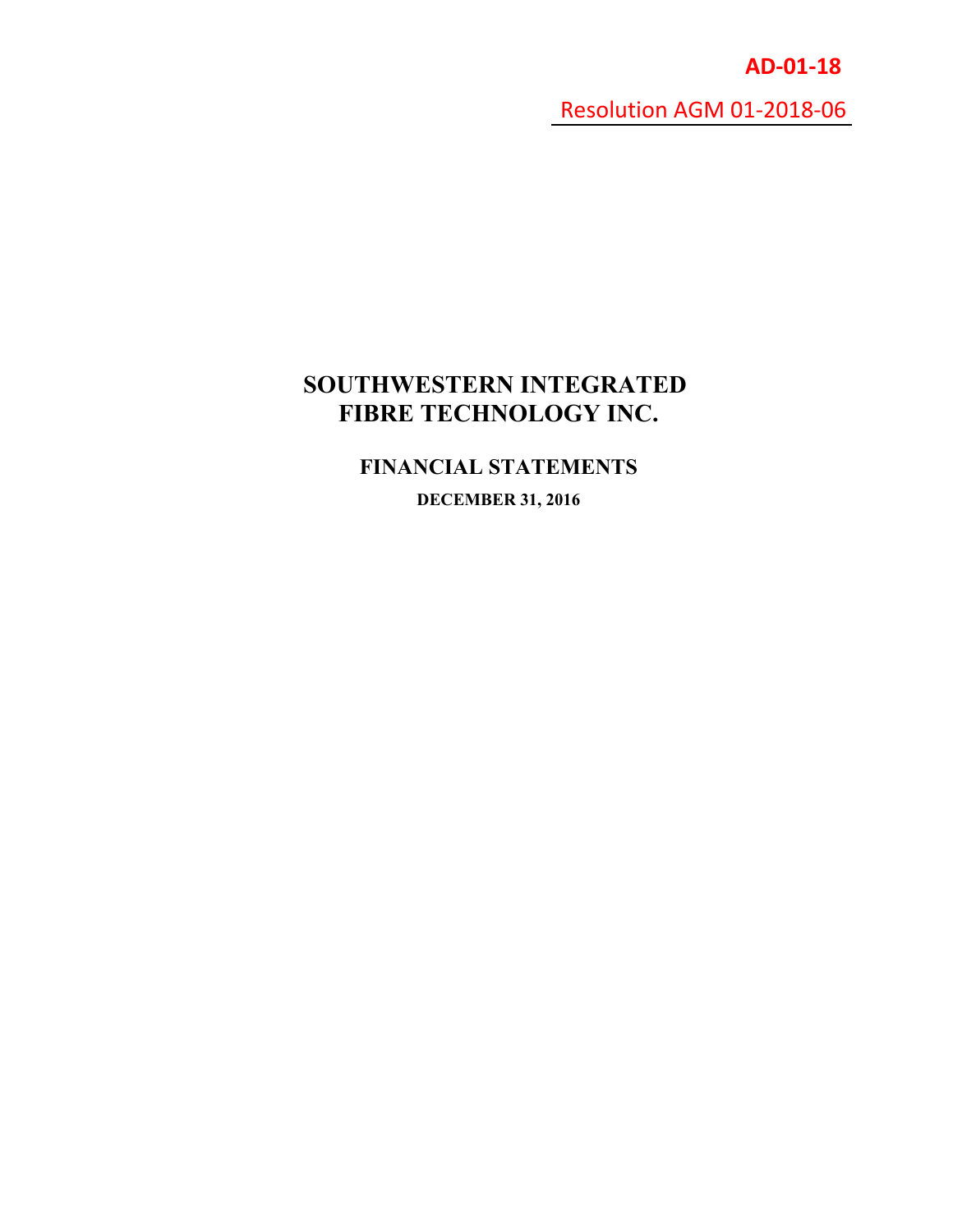**AD-01-18**

Resolution AGM 01-2018-06

# SOUTHWESTERN INTEGRATED FIBRE TECHNOLOGY INC.

## FINANCIAL STATEMENTS

### DECEMBER 31, 2016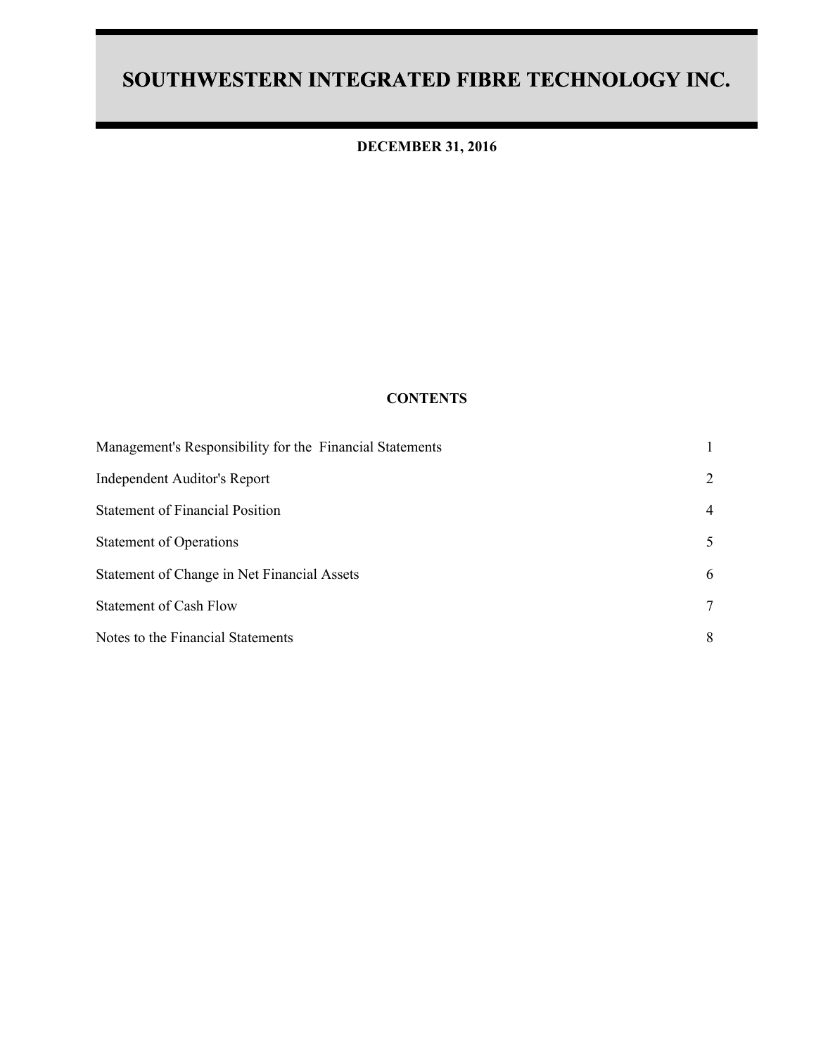# SOUTHWESTERN INTEGRATED FIBRE TECHNOLOGY INC.

**DECEMBER 31, 2016**

**CONTENTS**

| | |
|---|---|
| Management's Responsibility for the Financial Statements | 1 |
| Independent Auditor's Report | 2 |
| Statement of Financial Position | 4 |
| Statement of Operations | 5 |
| Statement of Change in Net Financial Assets | 6 |
| Statement of Cash Flow | 7 |
| Notes to the Financial Statements | 8 |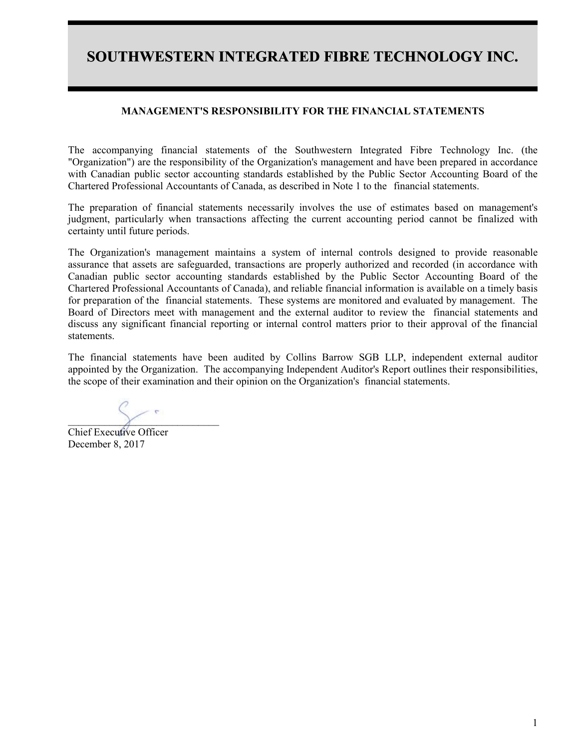# SOUTHWESTERN INTEGRATED FIBRE TECHNOLOGY INC.

## MANAGEMENT'S RESPONSIBILITY FOR THE FINANCIAL STATEMENTS

The accompanying financial statements of the Southwestern Integrated Fibre Technology Inc. (the "Organization") are the responsibility of the Organization's management and have been prepared in accordance with Canadian public sector accounting standards established by the Public Sector Accounting Board of the Chartered Professional Accountants of Canada, as described in Note 1 to the financial statements.

The preparation of financial statements necessarily involves the use of estimates based on management's judgment, particularly when transactions affecting the current accounting period cannot be finalized with certainty until future periods.

The Organization's management maintains a system of internal controls designed to provide reasonable assurance that assets are safeguarded, transactions are properly authorized and recorded (in accordance with Canadian public sector accounting standards established by the Public Sector Accounting Board of the Chartered Professional Accountants of Canada), and reliable financial information is available on a timely basis for preparation of the financial statements. These systems are monitored and evaluated by management. The Board of Directors meet with management and the external auditor to review the financial statements and discuss any significant financial reporting or internal control matters prior to their approval of the financial statements.

The financial statements have been audited by Collins Barrow SGB LLP, independent external auditor appointed by the Organization. The accompanying Independent Auditor's Report outlines their responsibilities, the scope of their examination and their opinion on the Organization's financial statements.

______________________________
Chief Executive Officer
December 8, 2017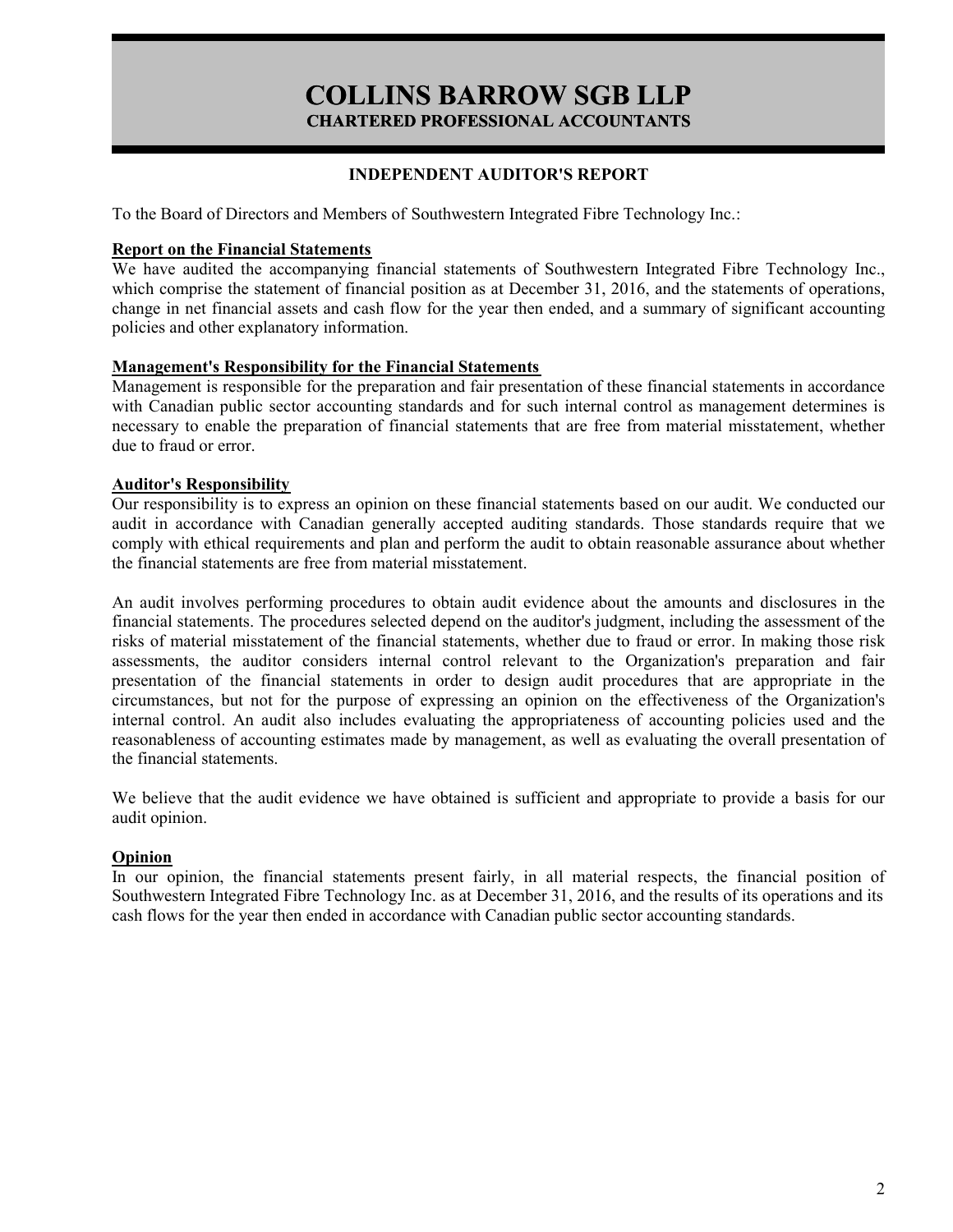# COLLINS BARROW SGB LLP

**CHARTERED PROFESSIONAL ACCOUNTANTS**

## INDEPENDENT AUDITOR'S REPORT

To the Board of Directors and Members of Southwestern Integrated Fibre Technology Inc.:

### Report on the Financial Statements

We have audited the accompanying financial statements of Southwestern Integrated Fibre Technology Inc., which comprise the statement of financial position as at December 31, 2016, and the statements of operations, change in net financial assets and cash flow for the year then ended, and a summary of significant accounting policies and other explanatory information.

### Management's Responsibility for the Financial Statements

Management is responsible for the preparation and fair presentation of these financial statements in accordance with Canadian public sector accounting standards and for such internal control as management determines is necessary to enable the preparation of financial statements that are free from material misstatement, whether due to fraud or error.

### Auditor's Responsibility

Our responsibility is to express an opinion on these financial statements based on our audit. We conducted our audit in accordance with Canadian generally accepted auditing standards. Those standards require that we comply with ethical requirements and plan and perform the audit to obtain reasonable assurance about whether the financial statements are free from material misstatement.

An audit involves performing procedures to obtain audit evidence about the amounts and disclosures in the financial statements. The procedures selected depend on the auditor's judgment, including the assessment of the risks of material misstatement of the financial statements, whether due to fraud or error. In making those risk assessments, the auditor considers internal control relevant to the Organization's preparation and fair presentation of the financial statements in order to design audit procedures that are appropriate in the circumstances, but not for the purpose of expressing an opinion on the effectiveness of the Organization's internal control. An audit also includes evaluating the appropriateness of accounting policies used and the reasonableness of accounting estimates made by management, as well as evaluating the overall presentation of the financial statements.

We believe that the audit evidence we have obtained is sufficient and appropriate to provide a basis for our audit opinion.

### Opinion

In our opinion, the financial statements present fairly, in all material respects, the financial position of Southwestern Integrated Fibre Technology Inc. as at December 31, 2016, and the results of its operations and its cash flows for the year then ended in accordance with Canadian public sector accounting standards.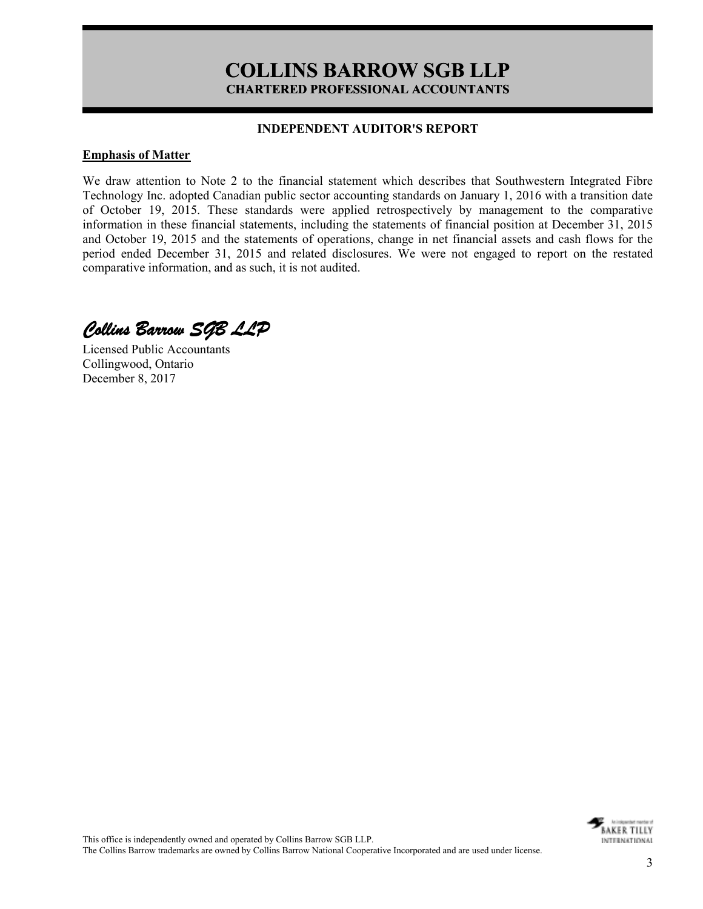# COLLINS BARROW SGB LLP

**CHARTERED PROFESSIONAL ACCOUNTANTS**

**INDEPENDENT AUDITOR'S REPORT**

**Emphasis of Matter**

We draw attention to Note 2 to the financial statement which describes that Southwestern Integrated Fibre Technology Inc. adopted Canadian public sector accounting standards on January 1, 2016 with a transition date of October 19, 2015. These standards were applied retrospectively by management to the comparative information in these financial statements, including the statements of financial position at December 31, 2015 and October 19, 2015 and the statements of operations, change in net financial assets and cash flows for the period ended December 31, 2015 and related disclosures. We were not engaged to report on the restated comparative information, and as such, it is not audited.

*Collins Barrow SGB LLP*

Licensed Public Accountants
Collingwood, Ontario
December 8, 2017

This office is independently owned and operated by Collins Barrow SGB LLP.
The Collins Barrow trademarks are owned by Collins Barrow National Cooperative Incorporated and are used under license.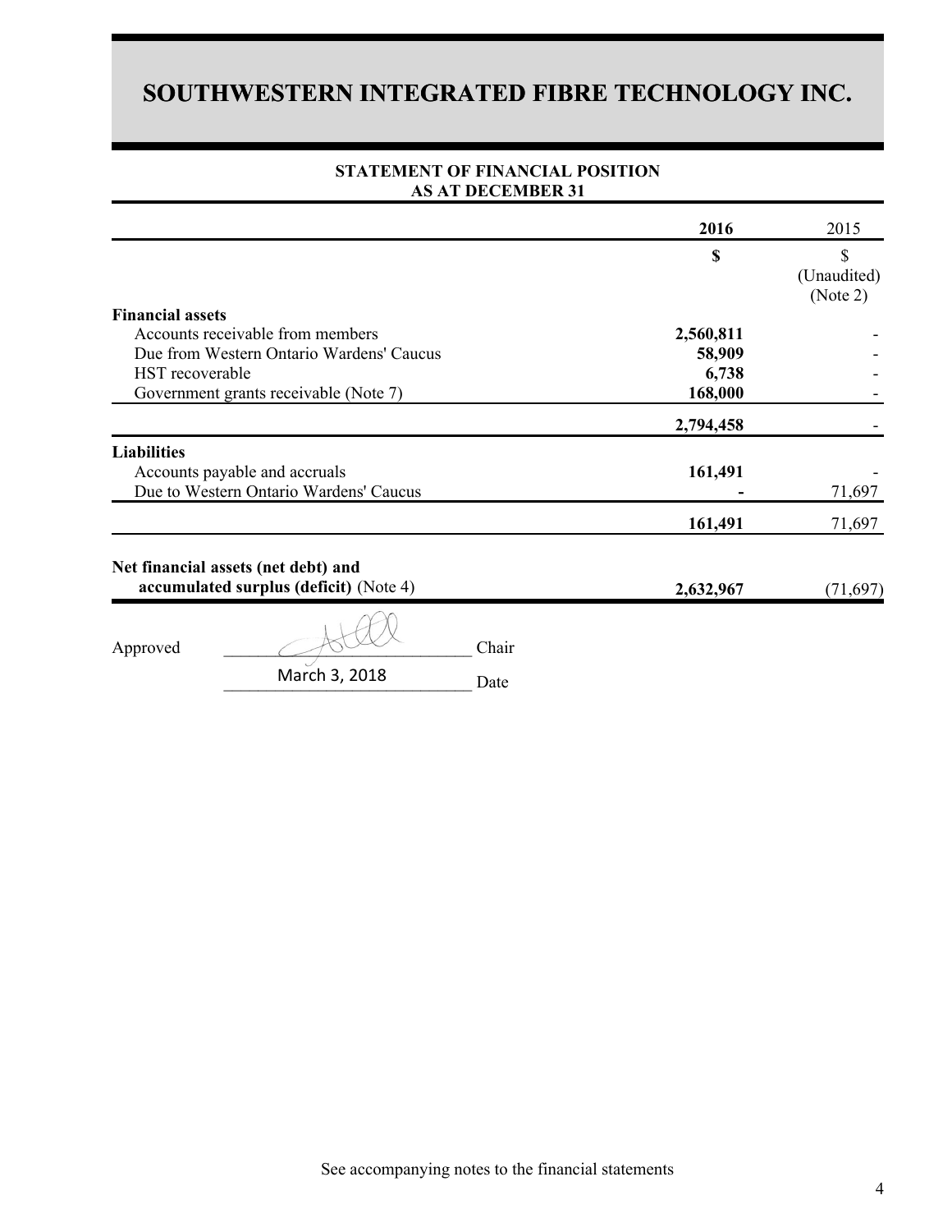# SOUTHWESTERN INTEGRATED FIBRE TECHNOLOGY INC.

## STATEMENT OF FINANCIAL POSITION
## AS AT DECEMBER 31

| | 2016 | 2015 |
|---|---|---|
| | $ | $ (Unaudited) (Note 2) |
| **Financial assets** | | |
| Accounts receivable from members | **2,560,811** | - |
| Due from Western Ontario Wardens' Caucus | **58,909** | - |
| HST recoverable | **6,738** | - |
| Government grants receivable (Note 7) | **168,000** | - |
| | **2,794,458** | - |
| **Liabilities** | | |
| Accounts payable and accruals | **161,491** | - |
| Due to Western Ontario Wardens' Caucus | **-** | 71,697 |
| | **161,491** | 71,697 |
| **Net financial assets (net debt) and accumulated surplus (deficit)** (Note 4) | **2,632,967** | (71,697) |

Approved \_\_\_\_\_\_\_\_\_\_\_\_\_\_\_\_\_\_\_\_\_\_\_\_\_\_\_\_ Chair

March 3, 2018 Date

See accompanying notes to the financial statements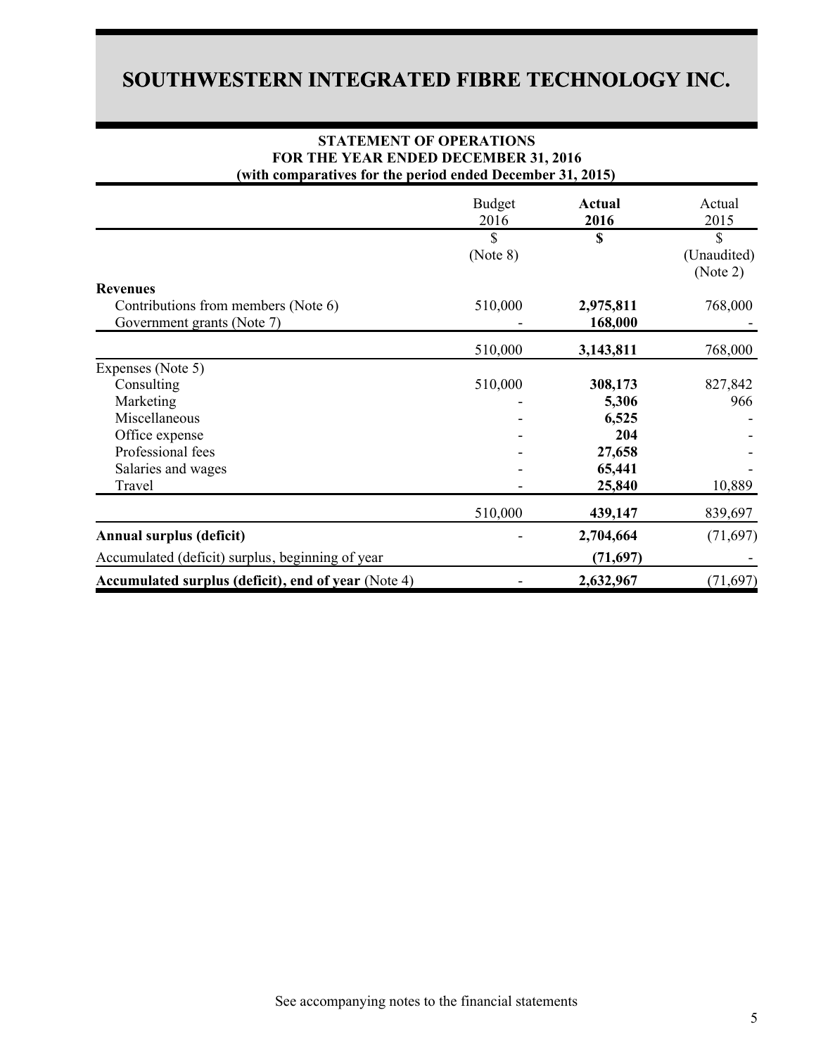# SOUTHWESTERN INTEGRATED FIBRE TECHNOLOGY INC.

**STATEMENT OF OPERATIONS**
**FOR THE YEAR ENDED DECEMBER 31, 2016**
**(with comparatives for the period ended December 31, 2015)**

| | Budget 2016 | **Actual 2016** | Actual 2015 |
|---|---|---|---|
| | $ (Note 8) | **$** | $ (Unaudited) (Note 2) |
| **Revenues** | | | |
| Contributions from members (Note 6) | 510,000 | **2,975,811** | 768,000 |
| Government grants (Note 7) | - | **168,000** | - |
| | 510,000 | **3,143,811** | 768,000 |
| Expenses (Note 5) | | | |
| Consulting | 510,000 | **308,173** | 827,842 |
| Marketing | - | **5,306** | 966 |
| Miscellaneous | - | **6,525** | - |
| Office expense | - | **204** | - |
| Professional fees | - | **27,658** | - |
| Salaries and wages | - | **65,441** | - |
| Travel | - | **25,840** | 10,889 |
| | 510,000 | **439,147** | 839,697 |
| **Annual surplus (deficit)** | - | **2,704,664** | (71,697) |
| Accumulated (deficit) surplus, beginning of year | | **(71,697)** | - |
| **Accumulated surplus (deficit), end of year** (Note 4) | - | **2,632,967** | (71,697) |

See accompanying notes to the financial statements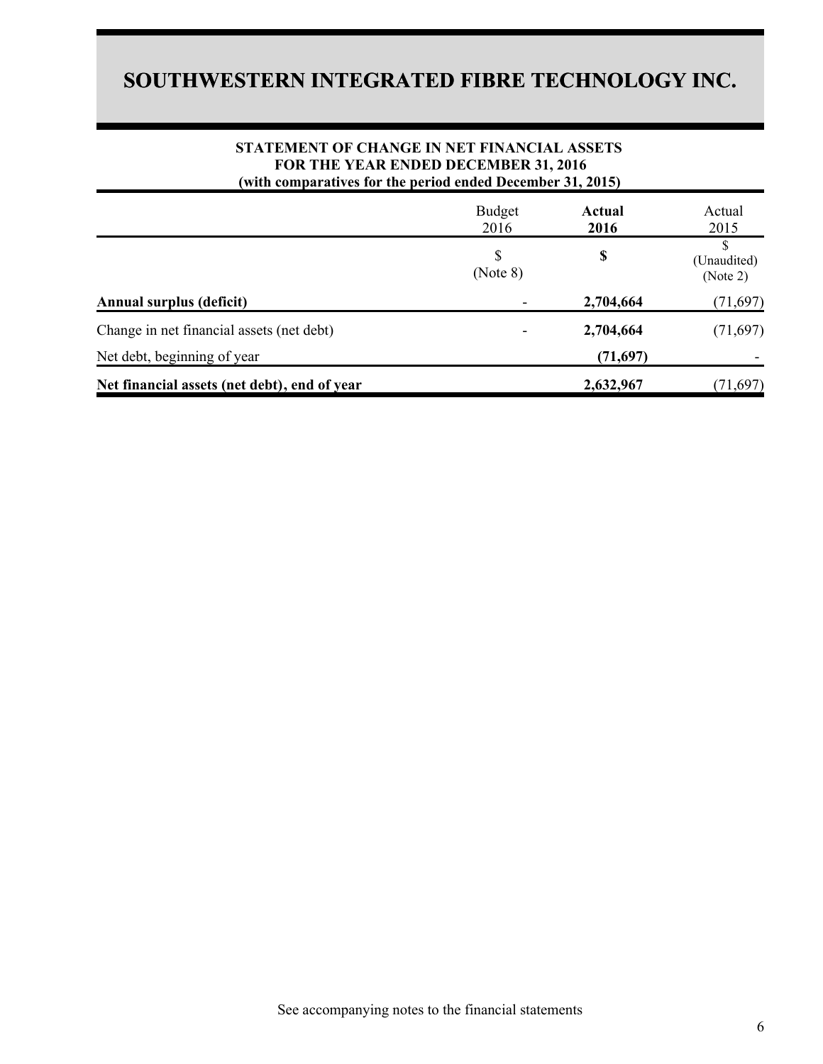# SOUTHWESTERN INTEGRATED FIBRE TECHNOLOGY INC.

**STATEMENT OF CHANGE IN NET FINANCIAL ASSETS**
**FOR THE YEAR ENDED DECEMBER 31, 2016**
**(with comparatives for the period ended December 31, 2015)**

| | Budget 2016 | **Actual 2016** | Actual 2015 |
|---|---|---|---|
| | $ (Note 8) | **$** | $ (Unaudited) (Note 2) |
| **Annual surplus (deficit)** | - | **2,704,664** | (71,697) |
| Change in net financial assets (net debt) | - | **2,704,664** | (71,697) |
| Net debt, beginning of year | | **(71,697)** | - |
| **Net financial assets (net debt), end of year** | | **2,632,967** | (71,697) |

See accompanying notes to the financial statements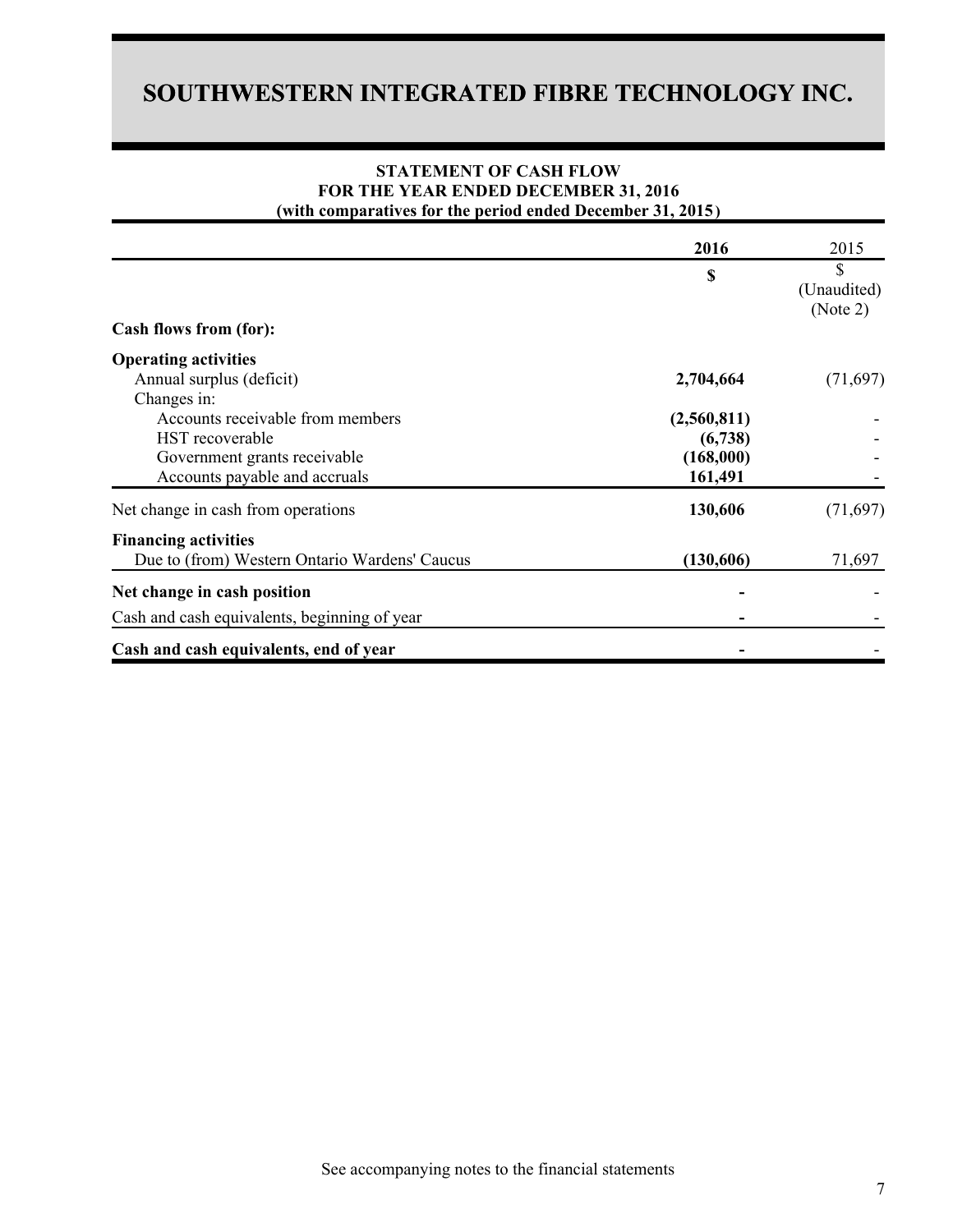# SOUTHWESTERN INTEGRATED FIBRE TECHNOLOGY INC.

**STATEMENT OF CASH FLOW**
**FOR THE YEAR ENDED DECEMBER 31, 2016**
**(with comparatives for the period ended December 31, 2015)**

| | 2016 | 2015 |
|---|---|---|
| | **$** | $ (Unaudited) (Note 2) |
| **Cash flows from (for):** | | |
| **Operating activities** | | |
| Annual surplus (deficit) | **2,704,664** | (71,697) |
| Changes in: | | |
| Accounts receivable from members | **(2,560,811)** | - |
| HST recoverable | **(6,738)** | - |
| Government grants receivable | **(168,000)** | - |
| Accounts payable and accruals | **161,491** | - |
| Net change in cash from operations | **130,606** | (71,697) |
| **Financing activities** | | |
| Due to (from) Western Ontario Wardens' Caucus | **(130,606)** | 71,697 |
| **Net change in cash position** | **-** | - |
| Cash and cash equivalents, beginning of year | **-** | - |
| **Cash and cash equivalents, end of year** | **-** | - |

See accompanying notes to the financial statements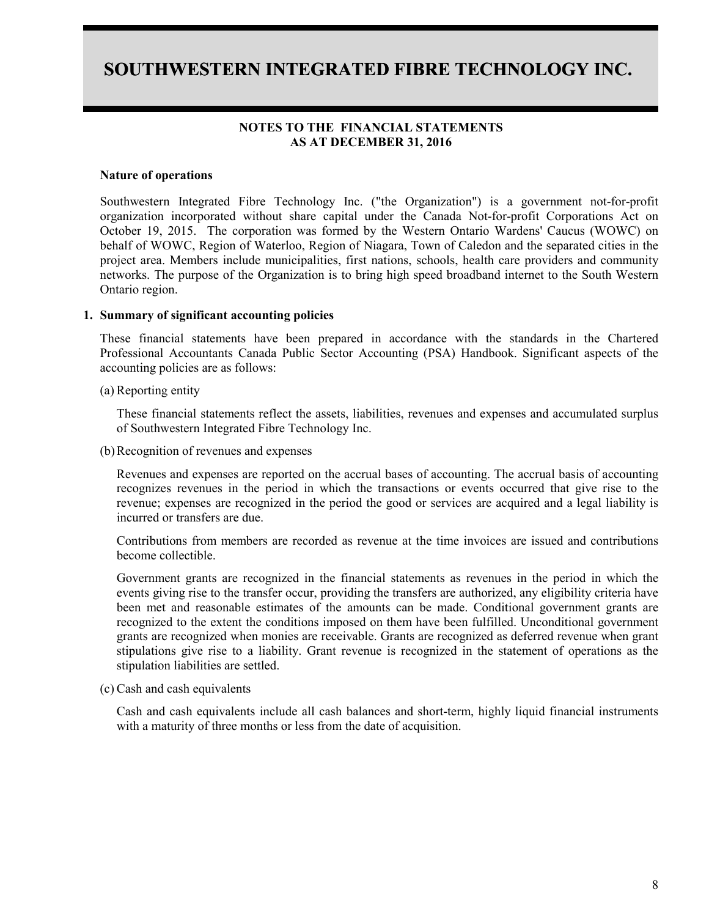# SOUTHWESTERN INTEGRATED FIBRE TECHNOLOGY INC.

**NOTES TO THE FINANCIAL STATEMENTS**
**AS AT DECEMBER 31, 2016**

**Nature of operations**

Southwestern Integrated Fibre Technology Inc. ("the Organization") is a government not-for-profit organization incorporated without share capital under the Canada Not-for-profit Corporations Act on October 19, 2015. The corporation was formed by the Western Ontario Wardens' Caucus (WOWC) on behalf of WOWC, Region of Waterloo, Region of Niagara, Town of Caledon and the separated cities in the project area. Members include municipalities, first nations, schools, health care providers and community networks. The purpose of the Organization is to bring high speed broadband internet to the South Western Ontario region.

**1. Summary of significant accounting policies**

These financial statements have been prepared in accordance with the standards in the Chartered Professional Accountants Canada Public Sector Accounting (PSA) Handbook. Significant aspects of the accounting policies are as follows:

(a) Reporting entity

These financial statements reflect the assets, liabilities, revenues and expenses and accumulated surplus of Southwestern Integrated Fibre Technology Inc.

(b) Recognition of revenues and expenses

Revenues and expenses are reported on the accrual bases of accounting. The accrual basis of accounting recognizes revenues in the period in which the transactions or events occurred that give rise to the revenue; expenses are recognized in the period the good or services are acquired and a legal liability is incurred or transfers are due.

Contributions from members are recorded as revenue at the time invoices are issued and contributions become collectible.

Government grants are recognized in the financial statements as revenues in the period in which the events giving rise to the transfer occur, providing the transfers are authorized, any eligibility criteria have been met and reasonable estimates of the amounts can be made. Conditional government grants are recognized to the extent the conditions imposed on them have been fulfilled. Unconditional government grants are recognized when monies are receivable. Grants are recognized as deferred revenue when grant stipulations give rise to a liability. Grant revenue is recognized in the statement of operations as the stipulation liabilities are settled.

(c) Cash and cash equivalents

Cash and cash equivalents include all cash balances and short-term, highly liquid financial instruments with a maturity of three months or less from the date of acquisition.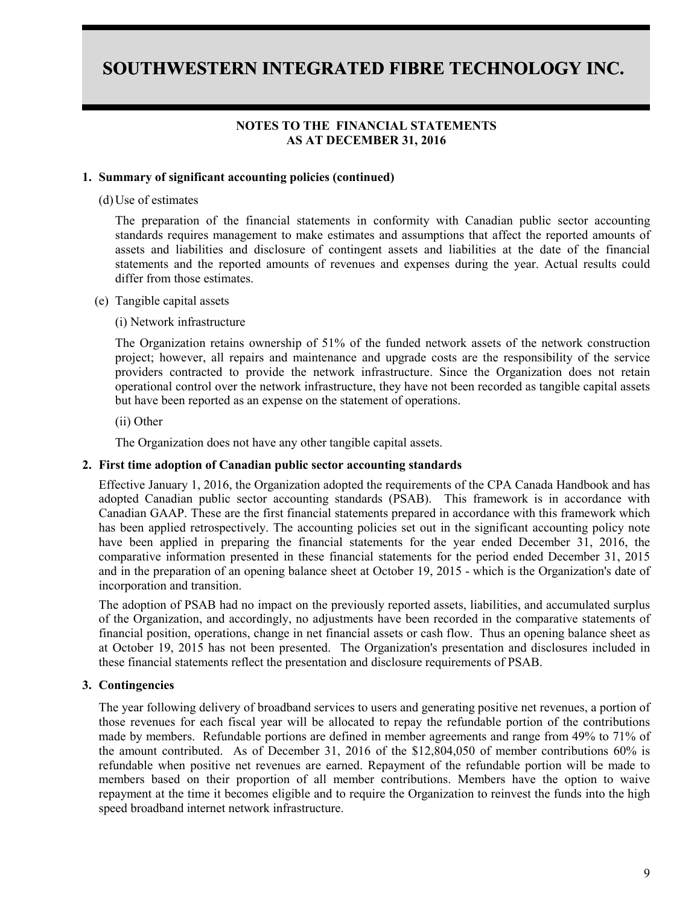# SOUTHWESTERN INTEGRATED FIBRE TECHNOLOGY INC.

**NOTES TO THE FINANCIAL STATEMENTS**
**AS AT DECEMBER 31, 2016**

## 1. Summary of significant accounting policies (continued)

(d) Use of estimates

The preparation of the financial statements in conformity with Canadian public sector accounting standards requires management to make estimates and assumptions that affect the reported amounts of assets and liabilities and disclosure of contingent assets and liabilities at the date of the financial statements and the reported amounts of revenues and expenses during the year. Actual results could differ from those estimates.

(e) Tangible capital assets

(i) Network infrastructure

The Organization retains ownership of 51% of the funded network assets of the network construction project; however, all repairs and maintenance and upgrade costs are the responsibility of the service providers contracted to provide the network infrastructure. Since the Organization does not retain operational control over the network infrastructure, they have not been recorded as tangible capital assets but have been reported as an expense on the statement of operations.

(ii) Other

The Organization does not have any other tangible capital assets.

## 2. First time adoption of Canadian public sector accounting standards

Effective January 1, 2016, the Organization adopted the requirements of the CPA Canada Handbook and has adopted Canadian public sector accounting standards (PSAB). This framework is in accordance with Canadian GAAP. These are the first financial statements prepared in accordance with this framework which has been applied retrospectively. The accounting policies set out in the significant accounting policy note have been applied in preparing the financial statements for the year ended December 31, 2016, the comparative information presented in these financial statements for the period ended December 31, 2015 and in the preparation of an opening balance sheet at October 19, 2015 - which is the Organization's date of incorporation and transition.

The adoption of PSAB had no impact on the previously reported assets, liabilities, and accumulated surplus of the Organization, and accordingly, no adjustments have been recorded in the comparative statements of financial position, operations, change in net financial assets or cash flow. Thus an opening balance sheet as at October 19, 2015 has not been presented. The Organization's presentation and disclosures included in these financial statements reflect the presentation and disclosure requirements of PSAB.

## 3. Contingencies

The year following delivery of broadband services to users and generating positive net revenues, a portion of those revenues for each fiscal year will be allocated to repay the refundable portion of the contributions made by members. Refundable portions are defined in member agreements and range from 49% to 71% of the amount contributed. As of December 31, 2016 of the $12,804,050 of member contributions 60% is refundable when positive net revenues are earned. Repayment of the refundable portion will be made to members based on their proportion of all member contributions. Members have the option to waive repayment at the time it becomes eligible and to require the Organization to reinvest the funds into the high speed broadband internet network infrastructure.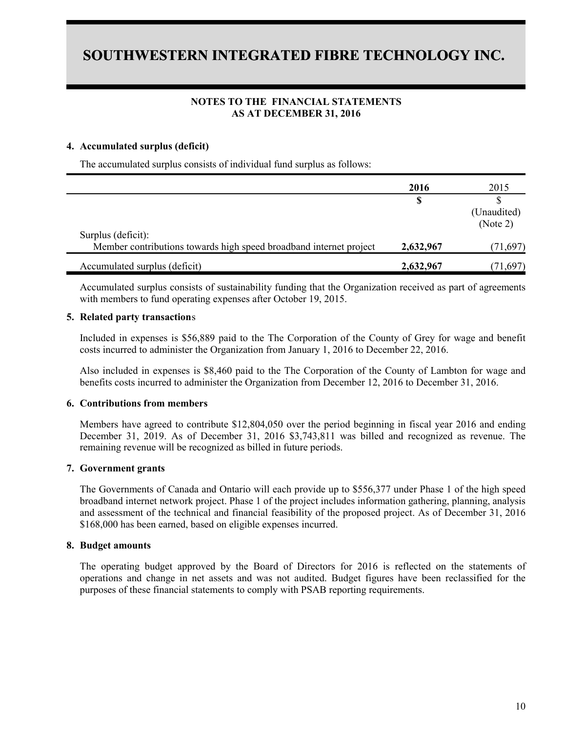# SOUTHWESTERN INTEGRATED FIBRE TECHNOLOGY INC.

**NOTES TO THE FINANCIAL STATEMENTS**
**AS AT DECEMBER 31, 2016**

### 4. Accumulated surplus (deficit)

The accumulated surplus consists of individual fund surplus as follows:

| | 2016 | 2015 |
|---|---|---|
| | $ | $ (Unaudited) (Note 2) |
| Surplus (deficit): | | |
| Member contributions towards high speed broadband internet project | **2,632,967** | (71,697) |
| Accumulated surplus (deficit) | **2,632,967** | (71,697) |

Accumulated surplus consists of sustainability funding that the Organization received as part of agreements with members to fund operating expenses after October 19, 2015.

### 5. Related party transactions

Included in expenses is $56,889 paid to the The Corporation of the County of Grey for wage and benefit costs incurred to administer the Organization from January 1, 2016 to December 22, 2016.

Also included in expenses is $8,460 paid to the The Corporation of the County of Lambton for wage and benefits costs incurred to administer the Organization from December 12, 2016 to December 31, 2016.

### 6. Contributions from members

Members have agreed to contribute $12,804,050 over the period beginning in fiscal year 2016 and ending December 31, 2019. As of December 31, 2016 $3,743,811 was billed and recognized as revenue. The remaining revenue will be recognized as billed in future periods.

### 7. Government grants

The Governments of Canada and Ontario will each provide up to $556,377 under Phase 1 of the high speed broadband internet network project. Phase 1 of the project includes information gathering, planning, analysis and assessment of the technical and financial feasibility of the proposed project. As of December 31, 2016 $168,000 has been earned, based on eligible expenses incurred.

### 8. Budget amounts

The operating budget approved by the Board of Directors for 2016 is reflected on the statements of operations and change in net assets and was not audited. Budget figures have been reclassified for the purposes of these financial statements to comply with PSAB reporting requirements.